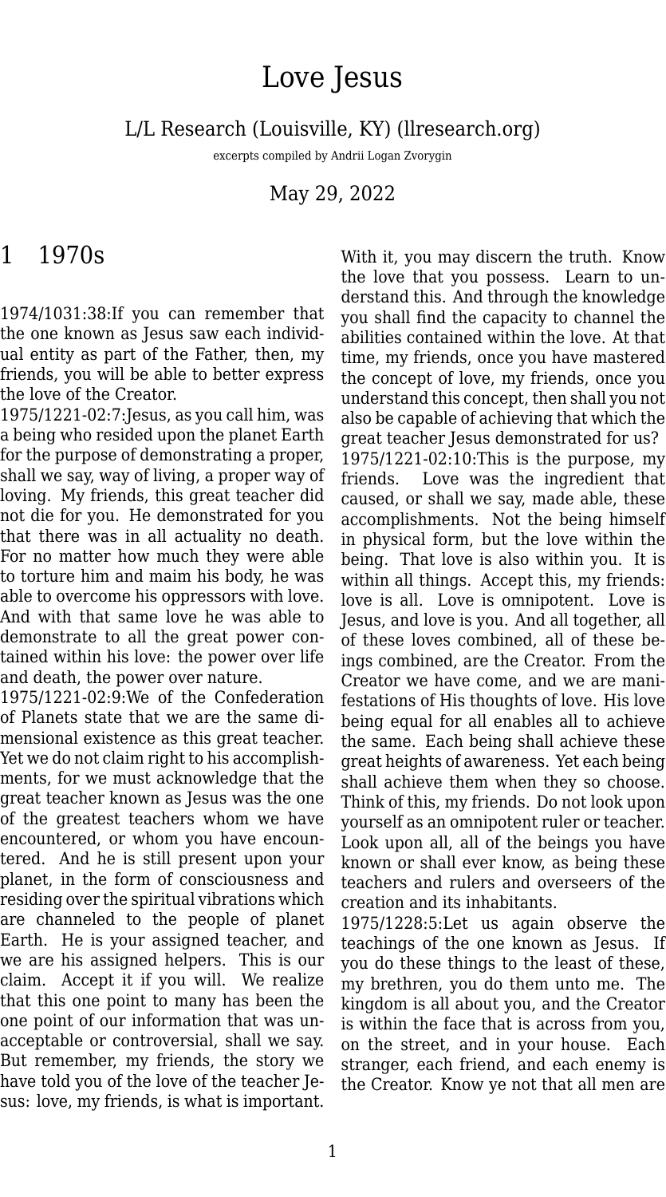# Love Jesus

L/L Research (Louisville, KY) (llresearch.org)

excerpts compiled by Andrii Logan Zvorygin

May 29, 2022

## 1 1970s

1974/1031:38:If you can remember that the one known as Jesus saw each individual entity as part of the Father, then, my friends, you will be able to better express the love of the Creator.

1975/1221-02:7:Jesus, as you call him, was a being who resided upon the planet Earth for the purpose of demonstrating a proper, shall we say, way of living, a proper way of loving. My friends, this great teacher did not die for you. He demonstrated for you that there was in all actuality no death. For no matter how much they were able to torture him and maim his body, he was able to overcome his oppressors with love. And with that same love he was able to demonstrate to all the great power contained within his love: the power over life and death, the power over nature.

1975/1221-02:9:We of the Confederation of Planets state that we are the same dimensional existence as this great teacher. Yet we do not claim right to his accomplishments, for we must acknowledge that the great teacher known as Jesus was the one of the greatest teachers whom we have encountered, or whom you have encountered. And he is still present upon your planet, in the form of consciousness and residing over the spiritual vibrations which are channeled to the people of planet Earth. He is your assigned teacher, and we are his assigned helpers. This is our claim. Accept it if you will. We realize that this one point to many has been the one point of our information that was unacceptable or controversial, shall we say. But remember, my friends, the story we have told you of the love of the teacher Jesus: love, my friends, is what is important. With it, you may discern the truth. Know the love that you possess. Learn to understand this. And through the knowledge you shall find the capacity to channel the abilities contained within the love. At that time, my friends, once you have mastered the concept of love, my friends, once you understand this concept, then shall you not also be capable of achieving that which the great teacher Jesus demonstrated for us?

1975/1221-02:10:This is the purpose, my friends. Love was the ingredient that caused, or shall we say, made able, these accomplishments. Not the being himself in physical form, but the love within the being. That love is also within you. It is within all things. Accept this, my friends: love is all. Love is omnipotent. Love is Jesus, and love is you. And all together, all of these loves combined, all of these beings combined, are the Creator. From the Creator we have come, and we are manifestations of His thoughts of love. His love being equal for all enables all to achieve the same. Each being shall achieve these great heights of awareness. Yet each being shall achieve them when they so choose. Think of this, my friends. Do not look upon yourself as an omnipotent ruler or teacher. Look upon all, all of the beings you have known or shall ever know, as being these teachers and rulers and overseers of the creation and its inhabitants.

1975/1228:5:Let us again observe the teachings of the one known as Jesus. If you do these things to the least of these, my brethren, you do them unto me. The kingdom is all about you, and the Creator is within the face that is across from you, on the street, and in your house. Each stranger, each friend, and each enemy is the Creator. Know ye not that all men are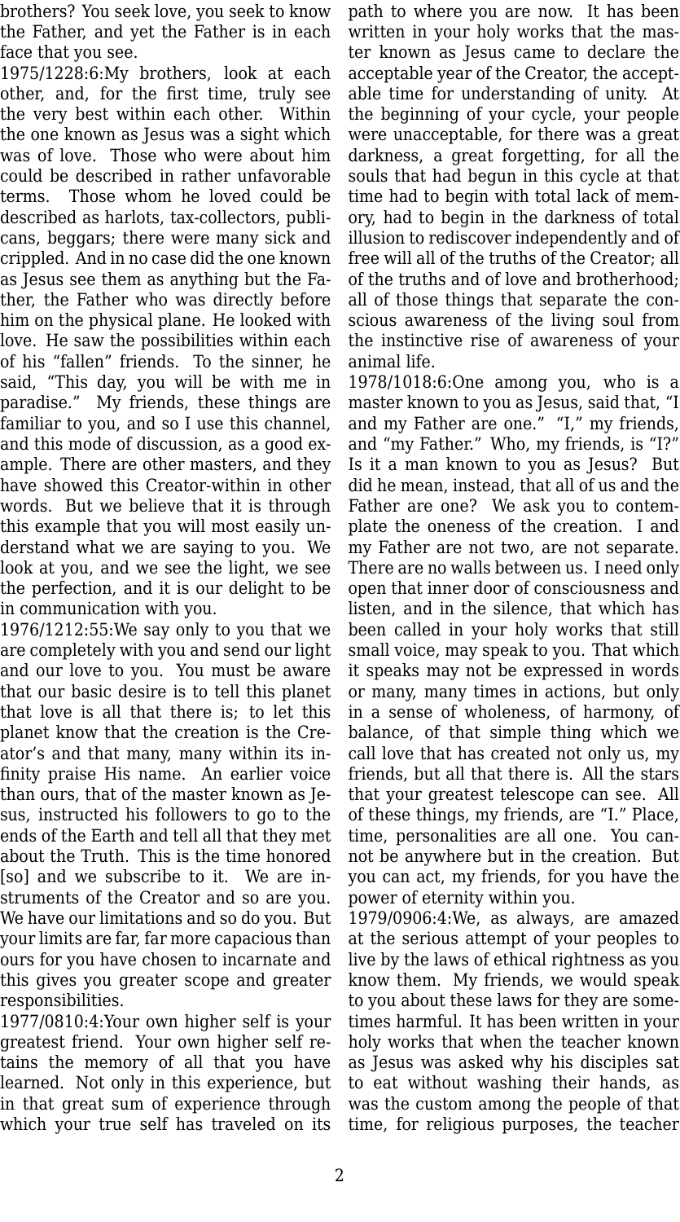brothers? You seek love, you seek to know the Father, and yet the Father is in each face that you see.

1975/1228:6:My brothers, look at each other, and, for the first time, truly see the very best within each other. Within the one known as Jesus was a sight which was of love. Those who were about him could be described in rather unfavorable terms. Those whom he loved could be described as harlots, tax-collectors, publicans, beggars; there were many sick and crippled. And in no case did the one known as Jesus see them as anything but the Father, the Father who was directly before him on the physical plane. He looked with love. He saw the possibilities within each of his "fallen" friends. To the sinner, he said, "This day, you will be with me in paradise." My friends, these things are familiar to you, and so I use this channel, and this mode of discussion, as a good example. There are other masters, and they have showed this Creator-within in other words. But we believe that it is through this example that you will most easily understand what we are saying to you. We look at you, and we see the light, we see the perfection, and it is our delight to be in communication with you.

1976/1212:55:We say only to you that we are completely with you and send our light and our love to you. You must be aware that our basic desire is to tell this planet that love is all that there is; to let this planet know that the creation is the Creator's and that many, many within its infinity praise His name. An earlier voice than ours, that of the master known as Jesus, instructed his followers to go to the ends of the Earth and tell all that they met about the Truth. This is the time honored [so] and we subscribe to it. We are instruments of the Creator and so are you. We have our limitations and so do you. But your limits are far, far more capacious than ours for you have chosen to incarnate and this gives you greater scope and greater responsibilities.

1977/0810:4:Your own higher self is your greatest friend. Your own higher self retains the memory of all that you have learned. Not only in this experience, but in that great sum of experience through which your true self has traveled on its path to where you are now. It has been written in your holy works that the master known as Jesus came to declare the acceptable year of the Creator, the acceptable time for understanding of unity. At the beginning of your cycle, your people were unacceptable, for there was a great darkness, a great forgetting, for all the souls that had begun in this cycle at that time had to begin with total lack of memory, had to begin in the darkness of total illusion to rediscover independently and of free will all of the truths of the Creator; all of the truths and of love and brotherhood; all of those things that separate the conscious awareness of the living soul from the instinctive rise of awareness of your animal life.

1978/1018:6:One among you, who is a master known to you as Jesus, said that, "I and my Father are one." "I," my friends, and "my Father." Who, my friends, is "I?" Is it a man known to you as Jesus? But did he mean, instead, that all of us and the Father are one? We ask you to contemplate the oneness of the creation. I and my Father are not two, are not separate. There are no walls between us. I need only open that inner door of consciousness and listen, and in the silence, that which has been called in your holy works that still small voice, may speak to you. That which it speaks may not be expressed in words or many, many times in actions, but only in a sense of wholeness, of harmony, of balance, of that simple thing which we call love that has created not only us, my friends, but all that there is. All the stars that your greatest telescope can see. All of these things, my friends, are "I." Place, time, personalities are all one. You cannot be anywhere but in the creation. But you can act, my friends, for you have the power of eternity within you.

1979/0906:4:We, as always, are amazed at the serious attempt of your peoples to live by the laws of ethical rightness as you know them. My friends, we would speak to you about these laws for they are sometimes harmful. It has been written in your holy works that when the teacher known as Jesus was asked why his disciples sat to eat without washing their hands, as was the custom among the people of that time, for religious purposes, the teacher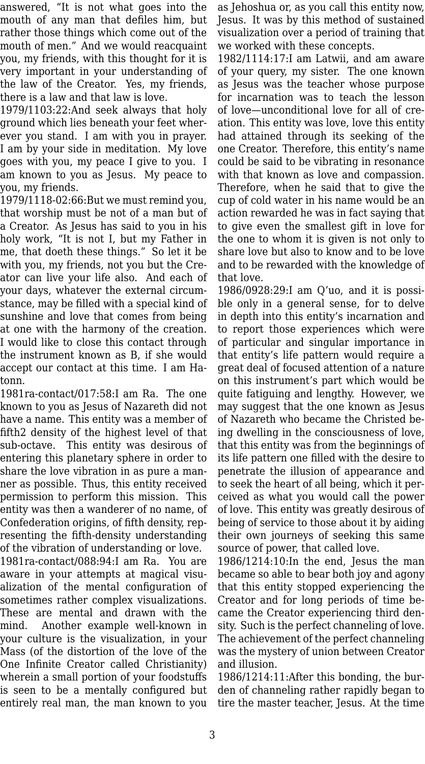answered, “It is not what goes into the mouth of any man that defiles him, but rather those things which come out of the mouth of men.” And we would reacquaint you, my friends, with this thought for it is very important in your understanding of the law of the Creator. Yes, my friends, there is a law and that law is love.

1979/1103:22:And seek always that holy ground which lies beneath your feet wherever you stand. I am with you in prayer. I am by your side in meditation. My love goes with you, my peace I give to you. I am known to you as Jesus. My peace to you, my friends.

1979/1118-02:66:But we must remind you, that worship must be not of a man but of a Creator. As Jesus has said to you in his holy work, “It is not I, but my Father in me, that doeth these things.” So let it be with you, my friends, not you but the Creator can live your life also. And each of your days, whatever the external circumstance, may be filled with a special kind of sunshine and love that comes from being at one with the harmony of the creation. I would like to close this contact through the instrument known as B, if she would accept our contact at this time. I am Hatonn.

1981ra-contact/017:58:I am Ra. The one known to you as Jesus of Nazareth did not have a name. This entity was a member of fifth2 density of the highest level of that sub-octave. This entity was desirous of entering this planetary sphere in order to share the love vibration in as pure a manner as possible. Thus, this entity received permission to perform this mission. This entity was then a wanderer of no name, of Confederation origins, of fifth density, representing the fifth-density understanding of the vibration of understanding or love.

1981ra-contact/088:94:I am Ra. You are aware in your attempts at magical visualization of the mental configuration of sometimes rather complex visualizations. These are mental and drawn with the mind. Another example well-known in your culture is the visualization, in your Mass (of the distortion of the love of the One Infinite Creator called Christianity) wherein a small portion of your foodstuffs is seen to be a mentally configured but entirely real man, the man known to you as Jehoshua or, as you call this entity now, Jesus. It was by this method of sustained visualization over a period of training that we worked with these concepts.

1982/1114:17:I am Latwii, and am aware of your query, my sister. The one known as Jesus was the teacher whose purpose for incarnation was to teach the lesson of love—unconditional love for all of creation. This entity was love, love this entity had attained through its seeking of the one Creator. Therefore, this entity’s name could be said to be vibrating in resonance with that known as love and compassion. Therefore, when he said that to give the cup of cold water in his name would be an action rewarded he was in fact saying that to give even the smallest gift in love for the one to whom it is given is not only to share love but also to know and to be love and to be rewarded with the knowledge of that love.

1986/0928:29:I am Q’uo, and it is possible only in a general sense, for to delve in depth into this entity’s incarnation and to report those experiences which were of particular and singular importance in that entity’s life pattern would require a great deal of focused attention of a nature on this instrument’s part which would be quite fatiguing and lengthy. However, we may suggest that the one known as Jesus of Nazareth who became the Christed being dwelling in the consciousness of love, that this entity was from the beginnings of its life pattern one filled with the desire to penetrate the illusion of appearance and to seek the heart of all being, which it perceived as what you would call the power of love. This entity was greatly desirous of being of service to those about it by aiding their own journeys of seeking this same source of power, that called love.

1986/1214:10:In the end, Jesus the man became so able to bear both joy and agony that this entity stopped experiencing the Creator and for long periods of time became the Creator experiencing third density. Such is the perfect channeling of love. The achievement of the perfect channeling was the mystery of union between Creator and illusion.

1986/1214:11:After this bonding, the burden of channeling rather rapidly began to tire the master teacher, Jesus. At the time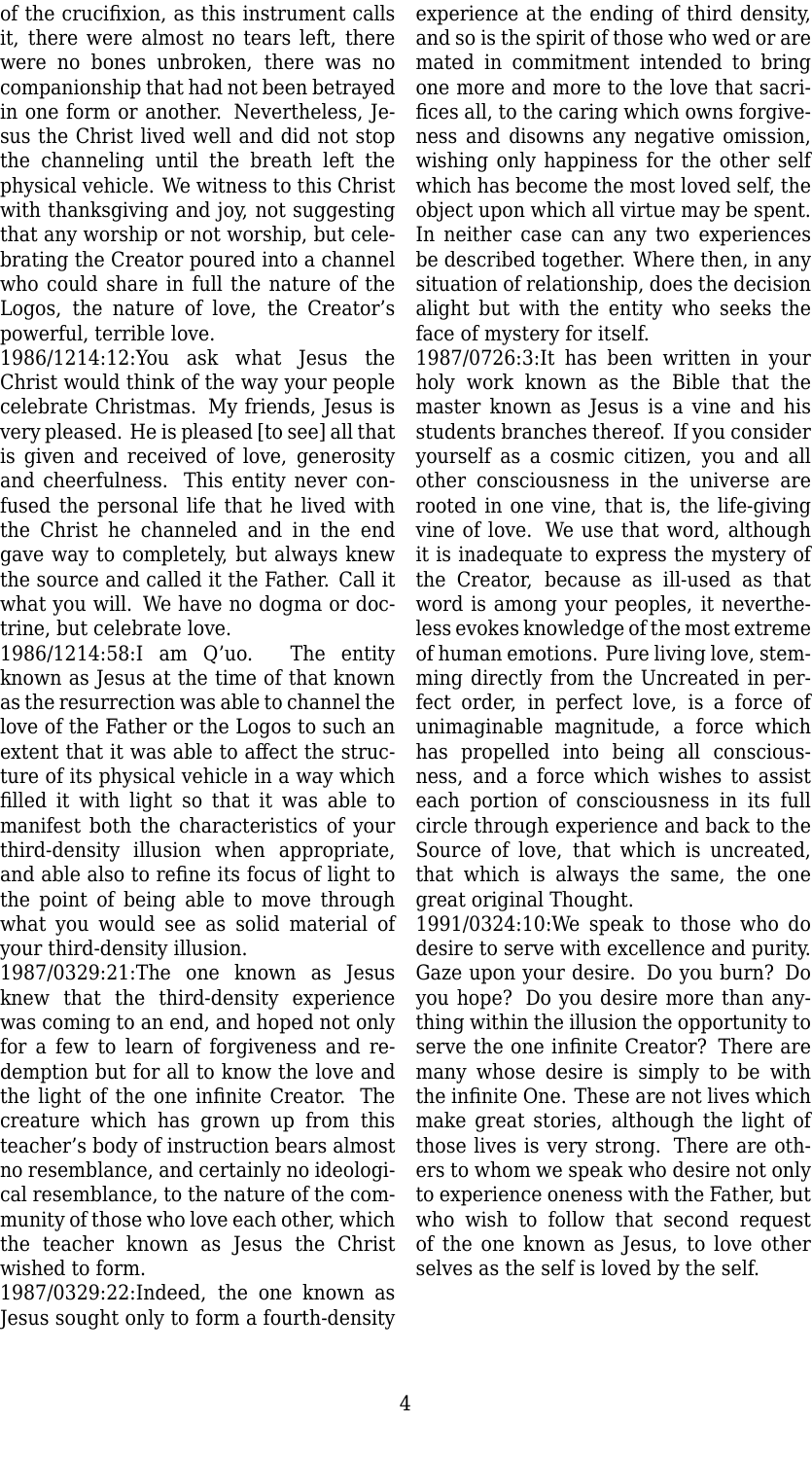of the crucifixion, as this instrument calls it, there were almost no tears left, there were no bones unbroken, there was no companionship that had not been betrayed in one form or another. Nevertheless, Jesus the Christ lived well and did not stop the channeling until the breath left the physical vehicle. We witness to this Christ with thanksgiving and joy, not suggesting that any worship or not worship, but celebrating the Creator poured into a channel who could share in full the nature of the Logos, the nature of love, the Creator's powerful, terrible love.

1986/1214:12:You ask what Jesus the Christ would think of the way your people celebrate Christmas. My friends, Jesus is very pleased. He is pleased [to see] all that is given and received of love, generosity and cheerfulness. This entity never confused the personal life that he lived with the Christ he channeled and in the end gave way to completely, but always knew the source and called it the Father. Call it what you will. We have no dogma or doctrine, but celebrate love.

1986/1214:58:I am Q'uo. The entity known as Jesus at the time of that known as the resurrection was able to channel the love of the Father or the Logos to such an extent that it was able to affect the structure of its physical vehicle in a way which filled it with light so that it was able to manifest both the characteristics of your third-density illusion when appropriate, and able also to refine its focus of light to the point of being able to move through what you would see as solid material of your third-density illusion.

1987/0329:21:The one known as Jesus knew that the third-density experience was coming to an end, and hoped not only for a few to learn of forgiveness and redemption but for all to know the love and the light of the one infinite Creator. The creature which has grown up from this teacher's body of instruction bears almost no resemblance, and certainly no ideological resemblance, to the nature of the community of those who love each other, which the teacher known as Jesus the Christ wished to form.

1987/0329:22:Indeed, the one known as Jesus sought only to form a fourth-density experience at the ending of third density, and so is the spirit of those who wed or are mated in commitment intended to bring one more and more to the love that sacrifices all, to the caring which owns forgiveness and disowns any negative omission, wishing only happiness for the other self which has become the most loved self, the object upon which all virtue may be spent. In neither case can any two experiences be described together. Where then, in any situation of relationship, does the decision alight but with the entity who seeks the face of mystery for itself.

1987/0726:3:It has been written in your holy work known as the Bible that the master known as Jesus is a vine and his students branches thereof. If you consider yourself as a cosmic citizen, you and all other consciousness in the universe are rooted in one vine, that is, the life-giving vine of love. We use that word, although it is inadequate to express the mystery of the Creator, because as ill-used as that word is among your peoples, it nevertheless evokes knowledge of the most extreme of human emotions. Pure living love, stemming directly from the Uncreated in perfect order, in perfect love, is a force of unimaginable magnitude, a force which has propelled into being all consciousness, and a force which wishes to assist each portion of consciousness in its full circle through experience and back to the Source of love, that which is uncreated, that which is always the same, the one great original Thought.

1991/0324:10:We speak to those who do desire to serve with excellence and purity. Gaze upon your desire. Do you burn? Do you hope? Do you desire more than anything within the illusion the opportunity to serve the one infinite Creator? There are many whose desire is simply to be with the infinite One. These are not lives which make great stories, although the light of those lives is very strong. There are others to whom we speak who desire not only to experience oneness with the Father, but who wish to follow that second request of the one known as Jesus, to love other selves as the self is loved by the self.